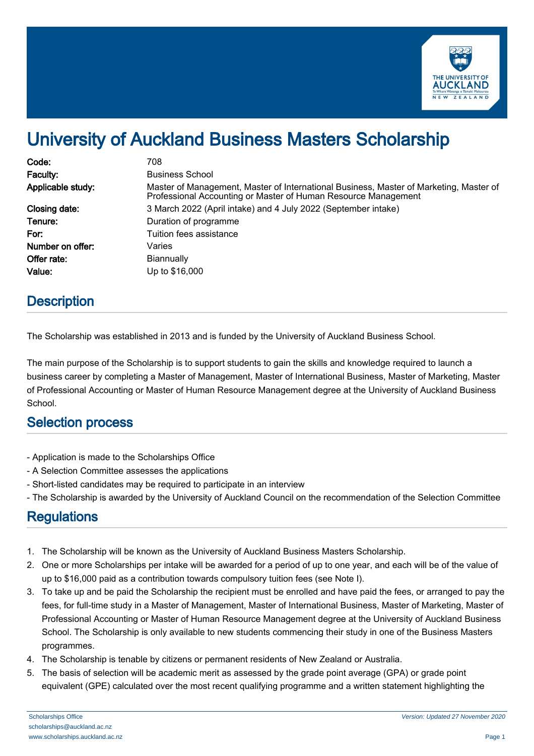# University of Auckland Business Masters Scholarship

| | |
|---|---|
| **Code:** | 708 |
| **Faculty:** | Business School |
| **Applicable study:** | Master of Management, Master of International Business, Master of Marketing, Master of Professional Accounting or Master of Human Resource Management |
| **Closing date:** | 3 March 2022 (April intake) and 4 July 2022 (September intake) |
| **Tenure:** | Duration of programme |
| **For:** | Tuition fees assistance |
| **Number on offer:** | Varies |
| **Offer rate:** | Biannually |
| **Value:** | Up to $16,000 |

## Description

The Scholarship was established in 2013 and is funded by the University of Auckland Business School.

The main purpose of the Scholarship is to support students to gain the skills and knowledge required to launch a business career by completing a Master of Management, Master of International Business, Master of Marketing, Master of Professional Accounting or Master of Human Resource Management degree at the University of Auckland Business School.

## Selection process

- Application is made to the Scholarships Office
- A Selection Committee assesses the applications
- Short-listed candidates may be required to participate in an interview
- The Scholarship is awarded by the University of Auckland Council on the recommendation of the Selection Committee

## Regulations

1. The Scholarship will be known as the University of Auckland Business Masters Scholarship.
2. One or more Scholarships per intake will be awarded for a period of up to one year, and each will be of the value of up to $16,000 paid as a contribution towards compulsory tuition fees (see Note I).
3. To take up and be paid the Scholarship the recipient must be enrolled and have paid the fees, or arranged to pay the fees, for full-time study in a Master of Management, Master of International Business, Master of Marketing, Master of Professional Accounting or Master of Human Resource Management degree at the University of Auckland Business School. The Scholarship is only available to new students commencing their study in one of the Business Masters programmes.
4. The Scholarship is tenable by citizens or permanent residents of New Zealand or Australia.
5. The basis of selection will be academic merit as assessed by the grade point average (GPA) or grade point equivalent (GPE) calculated over the most recent qualifying programme and a written statement highlighting the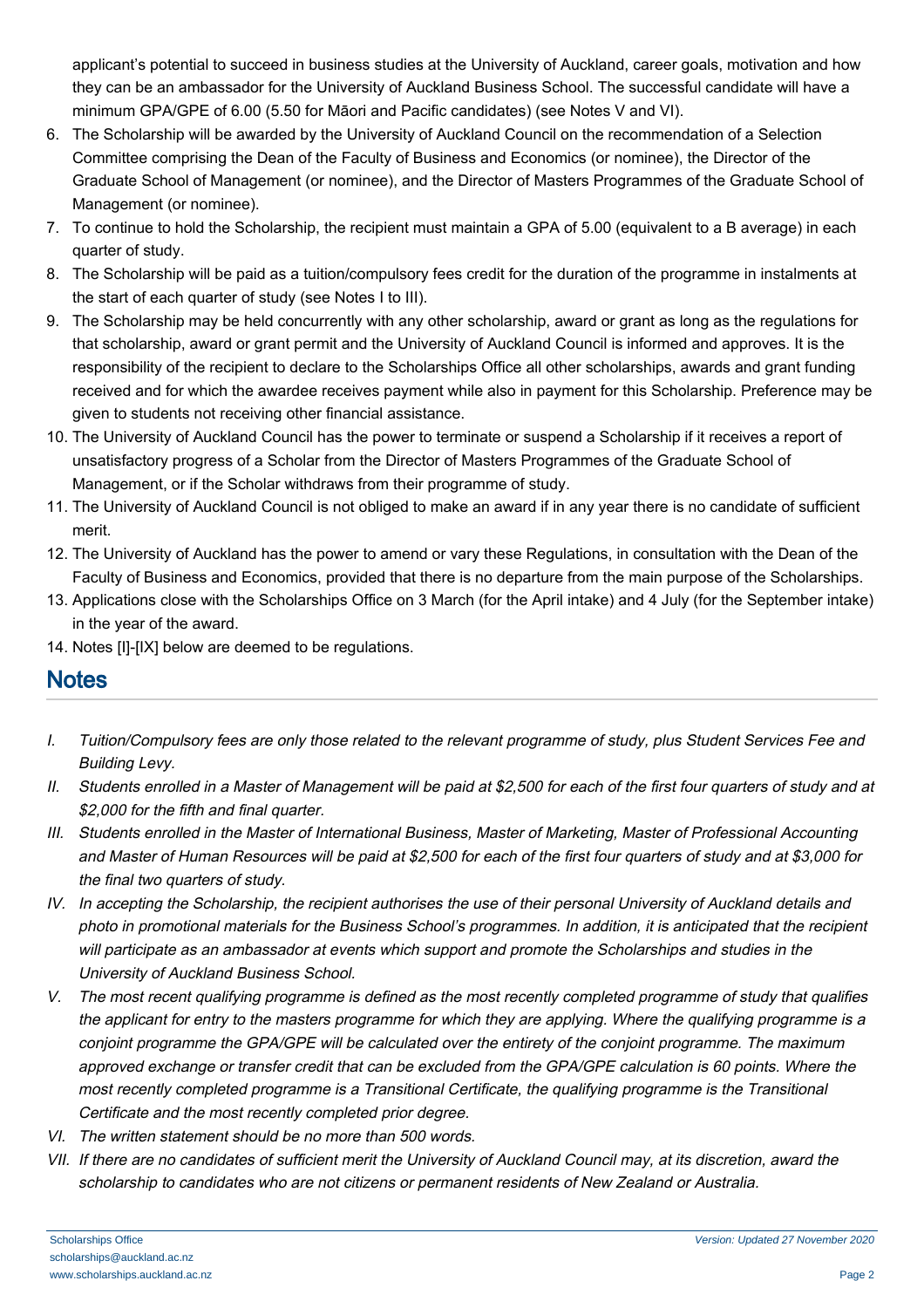applicant's potential to succeed in business studies at the University of Auckland, career goals, motivation and how they can be an ambassador for the University of Auckland Business School. The successful candidate will have a minimum GPA/GPE of 6.00 (5.50 for Māori and Pacific candidates) (see Notes V and VI).

6. The Scholarship will be awarded by the University of Auckland Council on the recommendation of a Selection Committee comprising the Dean of the Faculty of Business and Economics (or nominee), the Director of the Graduate School of Management (or nominee), and the Director of Masters Programmes of the Graduate School of Management (or nominee).
7. To continue to hold the Scholarship, the recipient must maintain a GPA of 5.00 (equivalent to a B average) in each quarter of study.
8. The Scholarship will be paid as a tuition/compulsory fees credit for the duration of the programme in instalments at the start of each quarter of study (see Notes I to III).
9. The Scholarship may be held concurrently with any other scholarship, award or grant as long as the regulations for that scholarship, award or grant permit and the University of Auckland Council is informed and approves. It is the responsibility of the recipient to declare to the Scholarships Office all other scholarships, awards and grant funding received and for which the awardee receives payment while also in payment for this Scholarship. Preference may be given to students not receiving other financial assistance.
10. The University of Auckland Council has the power to terminate or suspend a Scholarship if it receives a report of unsatisfactory progress of a Scholar from the Director of Masters Programmes of the Graduate School of Management, or if the Scholar withdraws from their programme of study.
11. The University of Auckland Council is not obliged to make an award if in any year there is no candidate of sufficient merit.
12. The University of Auckland has the power to amend or vary these Regulations, in consultation with the Dean of the Faculty of Business and Economics, provided that there is no departure from the main purpose of the Scholarships.
13. Applications close with the Scholarships Office on 3 March (for the April intake) and 4 July (for the September intake) in the year of the award.
14. Notes [I]-[IX] below are deemed to be regulations.

## Notes

I. *Tuition/Compulsory fees are only those related to the relevant programme of study, plus Student Services Fee and Building Levy.*

II. *Students enrolled in a Master of Management will be paid at $2,500 for each of the first four quarters of study and at $2,000 for the fifth and final quarter.*

III. *Students enrolled in the Master of International Business, Master of Marketing, Master of Professional Accounting and Master of Human Resources will be paid at $2,500 for each of the first four quarters of study and at $3,000 for the final two quarters of study.*

IV. *In accepting the Scholarship, the recipient authorises the use of their personal University of Auckland details and photo in promotional materials for the Business School's programmes. In addition, it is anticipated that the recipient will participate as an ambassador at events which support and promote the Scholarships and studies in the University of Auckland Business School.*

V. *The most recent qualifying programme is defined as the most recently completed programme of study that qualifies the applicant for entry to the masters programme for which they are applying. Where the qualifying programme is a conjoint programme the GPA/GPE will be calculated over the entirety of the conjoint programme. The maximum approved exchange or transfer credit that can be excluded from the GPA/GPE calculation is 60 points. Where the most recently completed programme is a Transitional Certificate, the qualifying programme is the Transitional Certificate and the most recently completed prior degree.*

VI. *The written statement should be no more than 500 words.*

VII. *If there are no candidates of sufficient merit the University of Auckland Council may, at its discretion, award the scholarship to candidates who are not citizens or permanent residents of New Zealand or Australia.*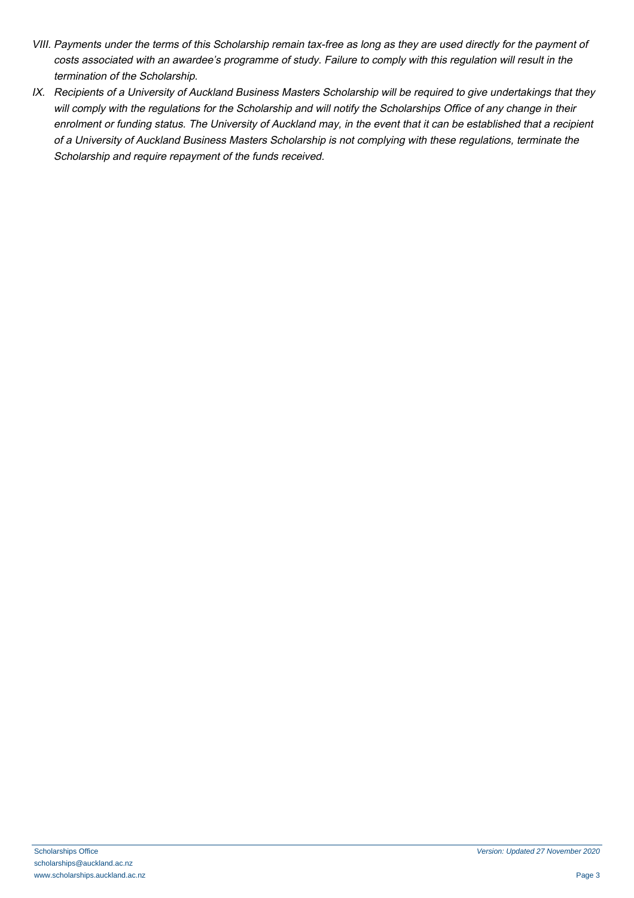*VIII. Payments under the terms of this Scholarship remain tax-free as long as they are used directly for the payment of costs associated with an awardee's programme of study. Failure to comply with this regulation will result in the termination of the Scholarship.*

*IX. Recipients of a University of Auckland Business Masters Scholarship will be required to give undertakings that they will comply with the regulations for the Scholarship and will notify the Scholarships Office of any change in their enrolment or funding status. The University of Auckland may, in the event that it can be established that a recipient of a University of Auckland Business Masters Scholarship is not complying with these regulations, terminate the Scholarship and require repayment of the funds received.*